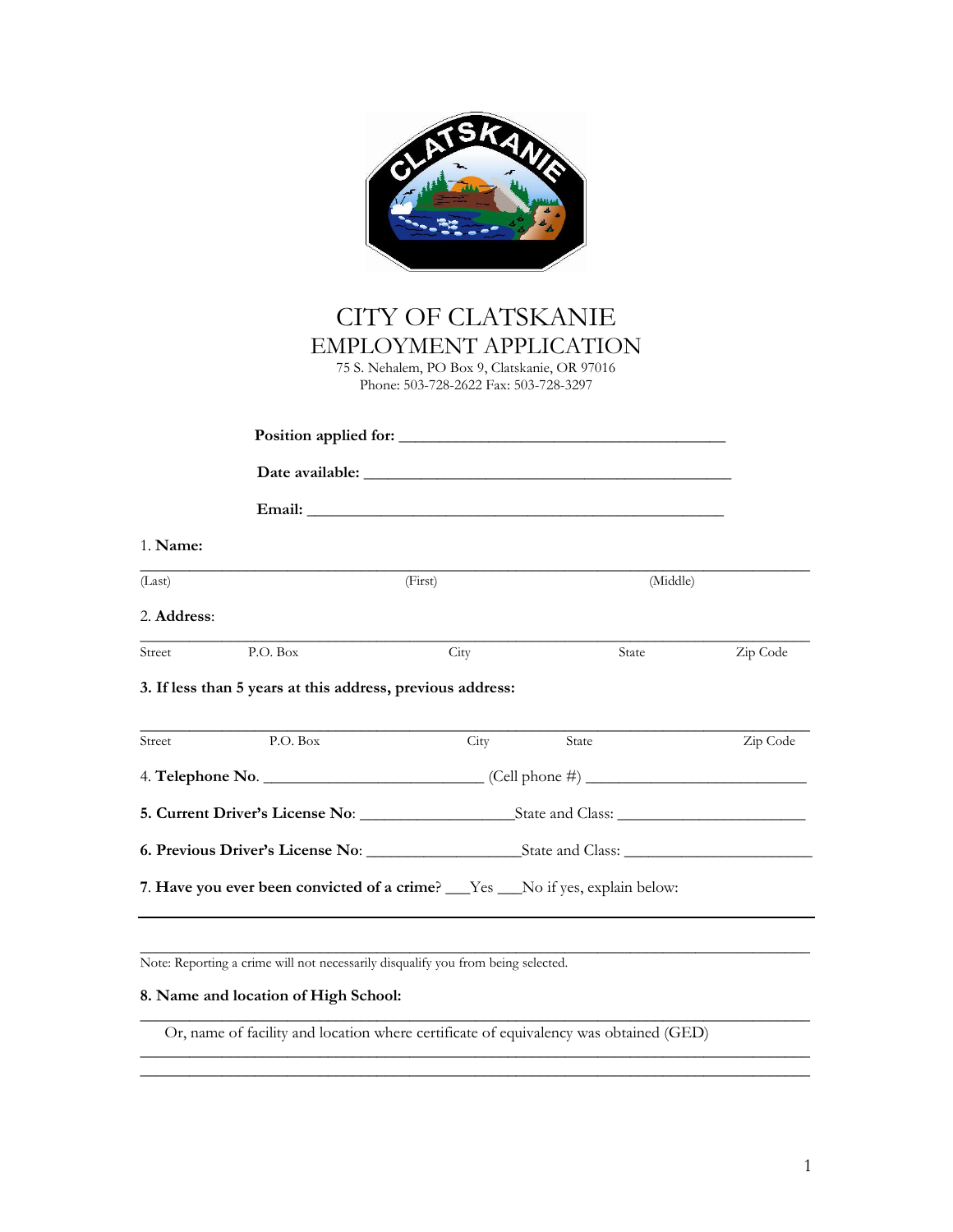# CITY OF CLATSKANIE
## EMPLOYMENT APPLICATION

75 S. Nehalem, PO Box 9, Clatskanie, OR 97016
Phone: 503-728-2622 Fax: 503-728-3297

**Position applied for:** ________________________________________

**Date available:** ________________________________________

**Email:** ________________________________________

1. **Name:**

______________________________________________________________________________
(Last) (First) (Middle)

2. **Address**:

______________________________________________________________________________
Street P.O. Box City State Zip Code

**3. If less than 5 years at this address, previous address:**

______________________________________________________________________________
Street P.O. Box City State Zip Code

4. **Telephone No**. __________________________ (Cell phone #) __________________________

**5. Current Driver's License No**: __________________State and Class: ______________________

**6. Previous Driver's License No**: __________________State and Class: ______________________

7. **Have you ever been convicted of a crime**? ___Yes ___No if yes, explain below:

______________________________________________________________________________

______________________________________________________________________________

Note: Reporting a crime will not necessarily disqualify you from being selected.

**8. Name and location of High School:**

______________________________________________________________________________

Or, name of facility and location where certificate of equivalency was obtained (GED)

______________________________________________________________________________

______________________________________________________________________________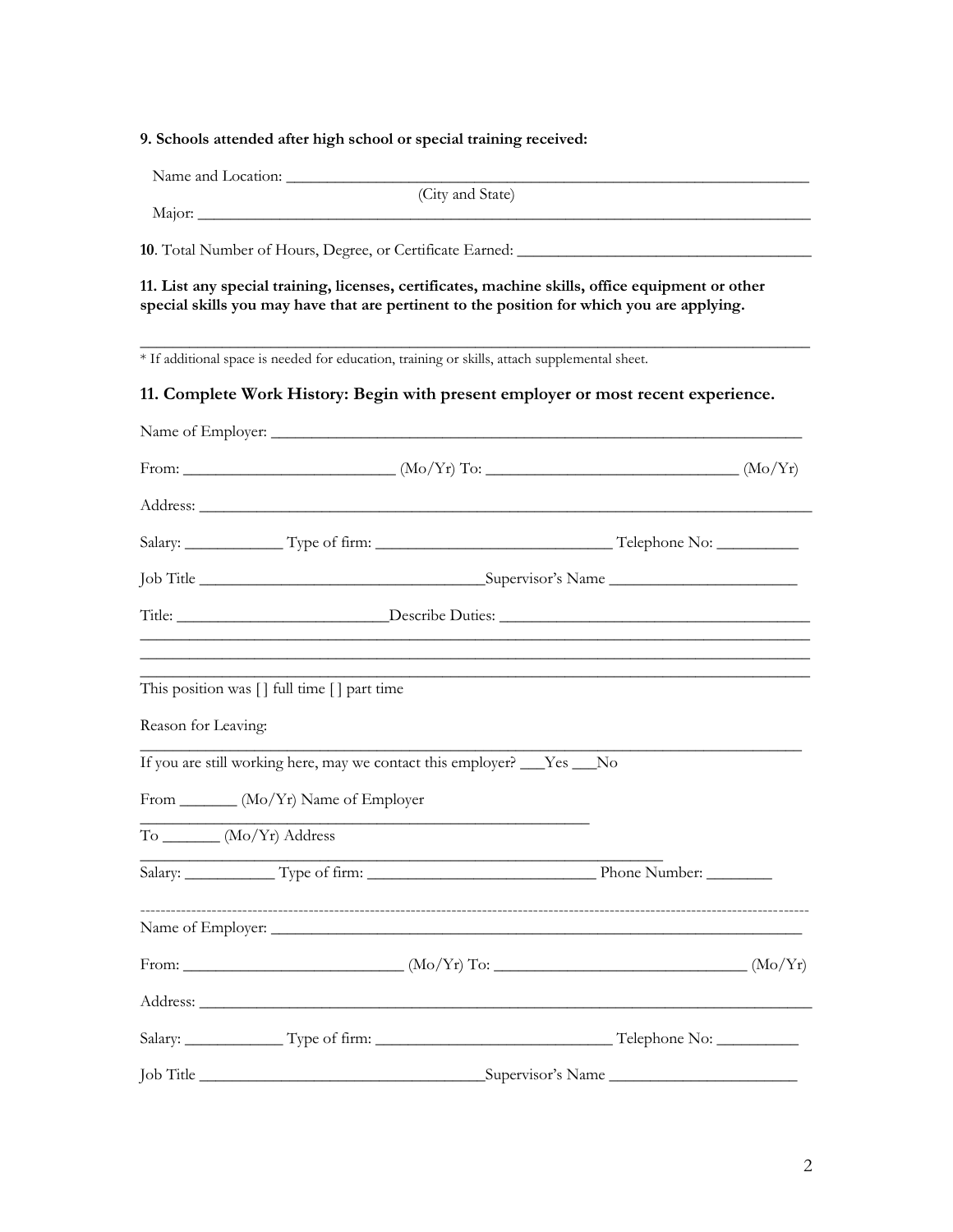**9. Schools attended after high school or special training received:**

Name and Location: ________________________________________________________________
(City and State)

Major: ________________________________________________________________________

**10**. Total Number of Hours, Degree, or Certificate Earned: ______________________________

**11. List any special training, licenses, certificates, machine skills, office equipment or other special skills you may have that are pertinent to the position for which you are applying.**

________________________________________________________________________________

* If additional space is needed for education, training or skills, attach supplemental sheet.

**11. Complete Work History: Begin with present employer or most recent experience.**

Name of Employer: _________________________________________________________________

From: ______________________ (Mo/Yr) To: ___________________________ (Mo/Yr)

Address: _______________________________________________________________________

Salary: ___________ Type of firm: ___________________________ Telephone No: _________

Job Title ________________________________Supervisor's Name ______________________

Title: ________________________Describe Duties: ____________________________________

________________________________________________________________________________

________________________________________________________________________________

________________________________________________________________________________

This position was [] full time [] part time

Reason for Leaving:

________________________________________________________________________________

If you are still working here, may we contact this employer? ___Yes ___No

From _______ (Mo/Yr) Name of Employer

____________________________________________________

To _______ (Mo/Yr) Address

____________________________________________________________

Salary: __________ Type of firm: __________________________ Phone Number: ________

--------------------------------------------------------------------------------------------------------------------------------

Name of Employer: _________________________________________________________________

From: ______________________ (Mo/Yr) To: ___________________________ (Mo/Yr)

Address: _______________________________________________________________________

Salary: ___________ Type of firm: ___________________________ Telephone No: _________

Job Title ________________________________Supervisor's Name ______________________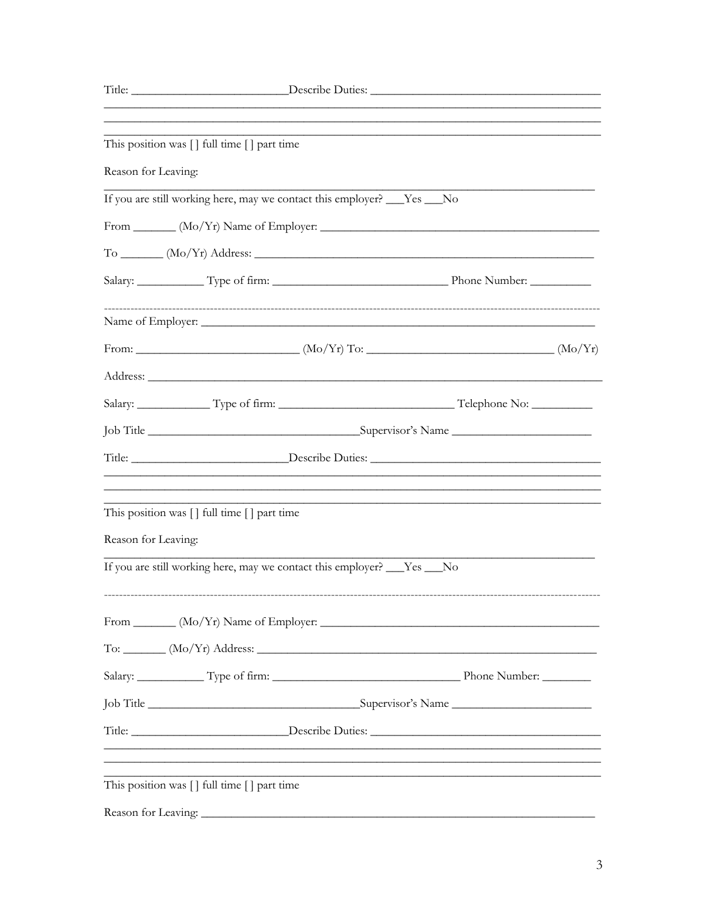Title: __________________________Describe Duties: ______________________________________

______________________________________________________________________________________

______________________________________________________________________________________

______________________________________________________________________________________

This position was [] full time [] part time

Reason for Leaving:

______________________________________________________________________________________

If you are still working here, may we contact this employer? ___Yes ___No

From _______ (Mo/Yr) Name of Employer: ______________________________________________

To _______ (Mo/Yr) Address: ________________________________________________________

Salary: ___________ Type of firm: _____________________________ Phone Number: __________

------------------------------------------------------------------------------------------------------------------------

Name of Employer: ______________________________________________________________

From: ___________________________ (Mo/Yr) To: ________________________________ (Mo/Yr)

Address: _________________________________________________________________________

Salary: ____________ Type of firm: _____________________________ Telephone No: __________

Job Title ___________________________________Supervisor's Name _______________________

Title: __________________________Describe Duties: ______________________________________

______________________________________________________________________________________

______________________________________________________________________________________

______________________________________________________________________________________

This position was [] full time [] part time

Reason for Leaving:

______________________________________________________________________________________

If you are still working here, may we contact this employer? ___Yes ___No

------------------------------------------------------------------------------------------------------------------------

From _______ (Mo/Yr) Name of Employer: ______________________________________________

To: _______ (Mo/Yr) Address: _______________________________________________________

Salary: ___________ Type of firm: _______________________________ Phone Number: ________

Job Title ___________________________________Supervisor's Name _______________________

Title: __________________________Describe Duties: ______________________________________

______________________________________________________________________________________

______________________________________________________________________________________

______________________________________________________________________________________

This position was [] full time [] part time

Reason for Leaving: ______________________________________________________________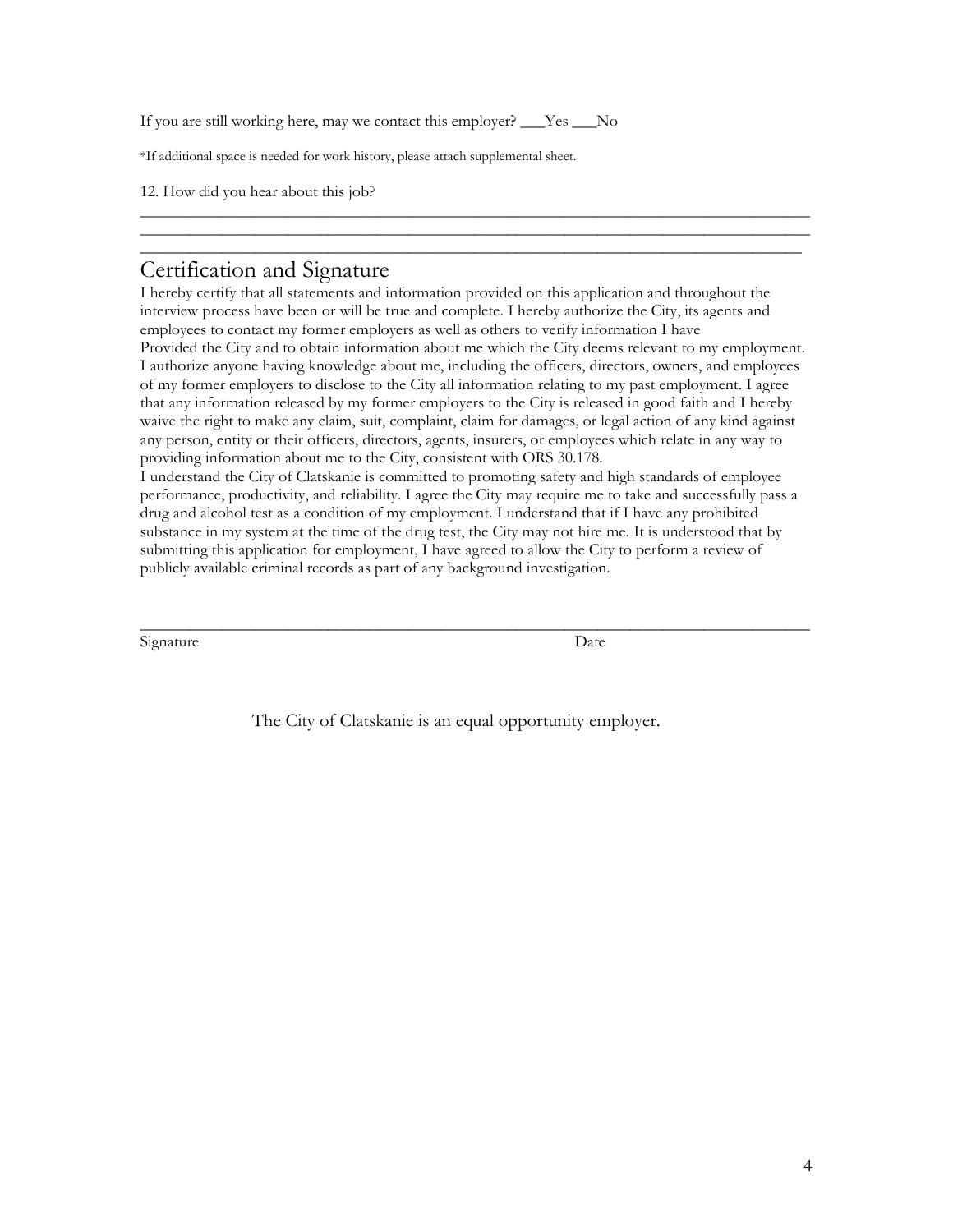If you are still working here, may we contact this employer? ___Yes ___No

*If additional space is needed for work history, please attach supplemental sheet.

12. How did you hear about this job?

______________________________________________________________________________
______________________________________________________________________________
______________________________________________________________________________

## Certification and Signature

I hereby certify that all statements and information provided on this application and throughout the interview process have been or will be true and complete. I hereby authorize the City, its agents and employees to contact my former employers as well as others to verify information I have Provided the City and to obtain information about me which the City deems relevant to my employment. I authorize anyone having knowledge about me, including the officers, directors, owners, and employees of my former employers to disclose to the City all information relating to my past employment. I agree that any information released by my former employers to the City is released in good faith and I hereby waive the right to make any claim, suit, complaint, claim for damages, or legal action of any kind against any person, entity or their officers, directors, agents, insurers, or employees which relate in any way to providing information about me to the City, consistent with ORS 30.178.

I understand the City of Clatskanie is committed to promoting safety and high standards of employee performance, productivity, and reliability. I agree the City may require me to take and successfully pass a drug and alcohol test as a condition of my employment. I understand that if I have any prohibited substance in my system at the time of the drug test, the City may not hire me. It is understood that by submitting this application for employment, I have agreed to allow the City to perform a review of publicly available criminal records as part of any background investigation.

______________________________________________________________________________
Signature                                                                                    Date

The City of Clatskanie is an equal opportunity employer.